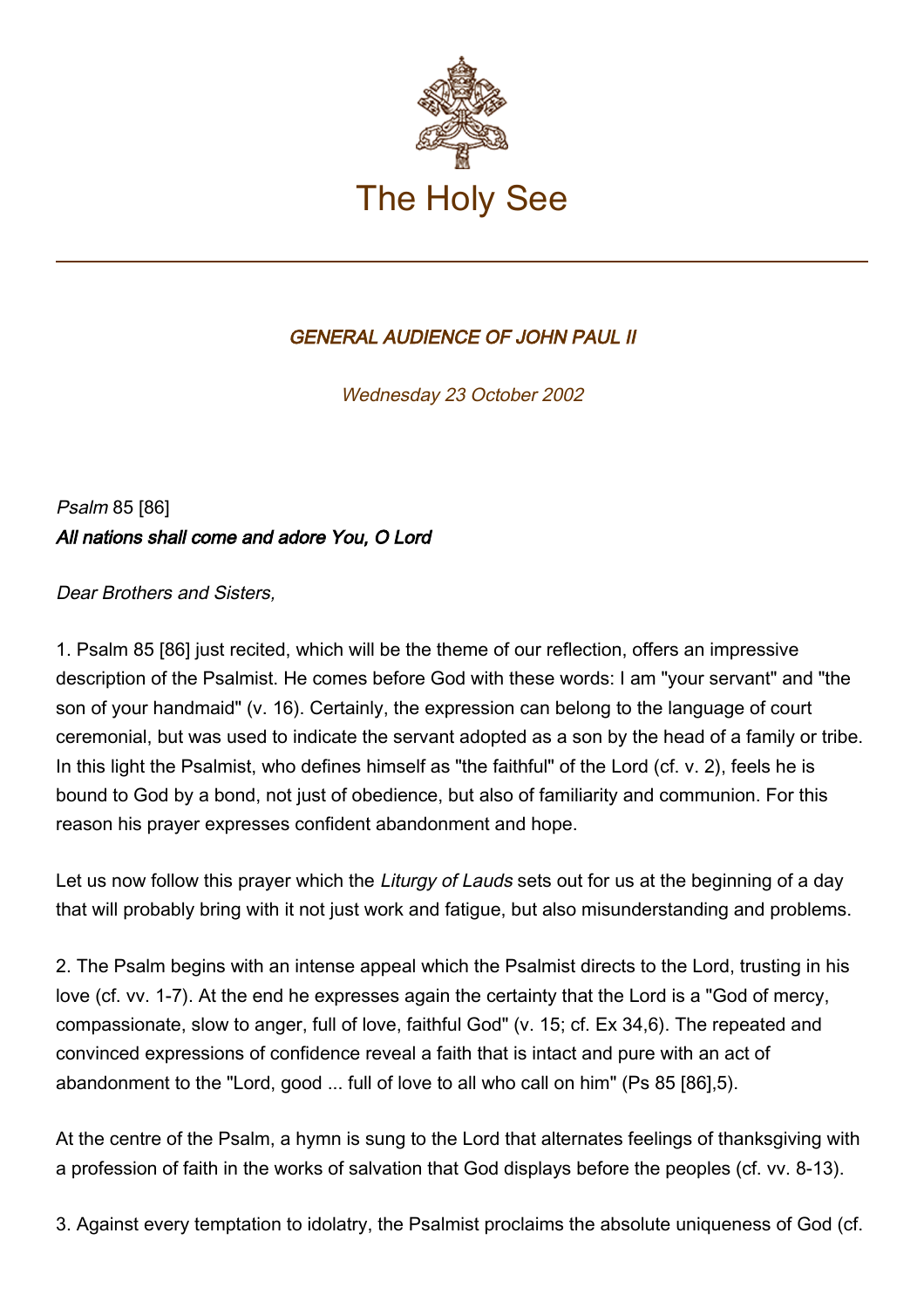# The Holy See

## *GENERAL AUDIENCE OF JOHN PAUL II*

*Wednesday 23 October 2002*

*Psalm* 85 [86]
***All nations shall come and adore You, O Lord***

*Dear Brothers and Sisters,*

1. Psalm 85 [86] just recited, which will be the theme of our reflection, offers an impressive description of the Psalmist. He comes before God with these words: I am "your servant" and "the son of your handmaid" (v. 16). Certainly, the expression can belong to the language of court ceremonial, but was used to indicate the servant adopted as a son by the head of a family or tribe. In this light the Psalmist, who defines himself as "the faithful" of the Lord (cf. v. 2), feels he is bound to God by a bond, not just of obedience, but also of familiarity and communion. For this reason his prayer expresses confident abandonment and hope.

Let us now follow this prayer which the *Liturgy of Lauds* sets out for us at the beginning of a day that will probably bring with it not just work and fatigue, but also misunderstanding and problems.

2. The Psalm begins with an intense appeal which the Psalmist directs to the Lord, trusting in his love (cf. vv. 1-7). At the end he expresses again the certainty that the Lord is a "God of mercy, compassionate, slow to anger, full of love, faithful God" (v. 15; cf. Ex 34,6). The repeated and convinced expressions of confidence reveal a faith that is intact and pure with an act of abandonment to the "Lord, good ... full of love to all who call on him" (Ps 85 [86],5).

At the centre of the Psalm, a hymn is sung to the Lord that alternates feelings of thanksgiving with a profession of faith in the works of salvation that God displays before the peoples (cf. vv. 8-13).

3. Against every temptation to idolatry, the Psalmist proclaims the absolute uniqueness of God (cf.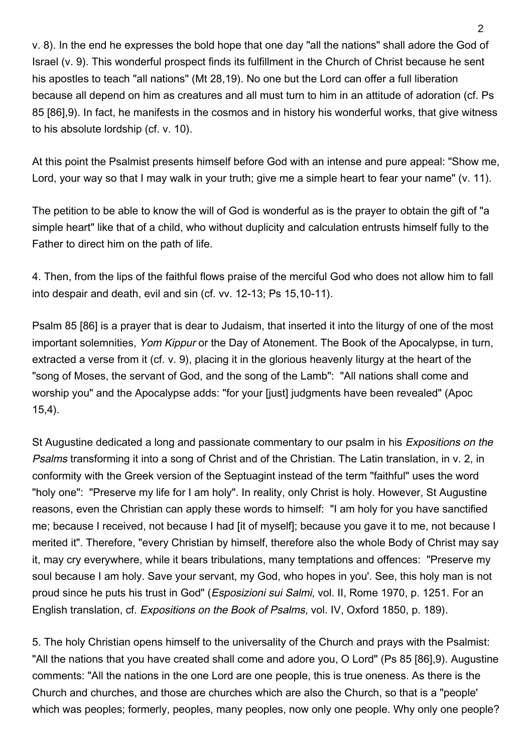v. 8). In the end he expresses the bold hope that one day "all the nations" shall adore the God of Israel (v. 9). This wonderful prospect finds its fulfillment in the Church of Christ because he sent his apostles to teach "all nations" (Mt 28,19). No one but the Lord can offer a full liberation because all depend on him as creatures and all must turn to him in an attitude of adoration (cf. Ps 85 [86],9). In fact, he manifests in the cosmos and in history his wonderful works, that give witness to his absolute lordship (cf. v. 10).

At this point the Psalmist presents himself before God with an intense and pure appeal: "Show me, Lord, your way so that I may walk in your truth; give me a simple heart to fear your name" (v. 11).

The petition to be able to know the will of God is wonderful as is the prayer to obtain the gift of "a simple heart" like that of a child, who without duplicity and calculation entrusts himself fully to the Father to direct him on the path of life.

4. Then, from the lips of the faithful flows praise of the merciful God who does not allow him to fall into despair and death, evil and sin (cf. vv. 12-13; Ps 15,10-11).

Psalm 85 [86] is a prayer that is dear to Judaism, that inserted it into the liturgy of one of the most important solemnities, *Yom Kippur* or the Day of Atonement. The Book of the Apocalypse, in turn, extracted a verse from it (cf. v. 9), placing it in the glorious heavenly liturgy at the heart of the "song of Moses, the servant of God, and the song of the Lamb": "All nations shall come and worship you" and the Apocalypse adds: "for your [just] judgments have been revealed" (Apoc 15,4).

St Augustine dedicated a long and passionate commentary to our psalm in his *Expositions on the Psalms* transforming it into a song of Christ and of the Christian. The Latin translation, in v. 2, in conformity with the Greek version of the Septuagint instead of the term "faithful" uses the word "holy one": "Preserve my life for I am holy". In reality, only Christ is holy. However, St Augustine reasons, even the Christian can apply these words to himself: "I am holy for you have sanctified me; because I received, not because I had [it of myself]; because you gave it to me, not because I merited it". Therefore, "every Christian by himself, therefore also the whole Body of Christ may say it, may cry everywhere, while it bears tribulations, many temptations and offences: "Preserve my soul because I am holy. Save your servant, my God, who hopes in you'. See, this holy man is not proud since he puts his trust in God" (*Esposizioni sui Salmi,* vol. II, Rome 1970, p. 1251. For an English translation, cf. *Expositions on the Book of Psalms,* vol. IV, Oxford 1850, p. 189).

5. The holy Christian opens himself to the universality of the Church and prays with the Psalmist: "All the nations that you have created shall come and adore you, O Lord" (Ps 85 [86],9). Augustine comments: "All the nations in the one Lord are one people, this is true oneness. As there is the Church and churches, and those are churches which are also the Church, so that is a "people' which was peoples; formerly, peoples, many peoples, now only one people. Why only one people?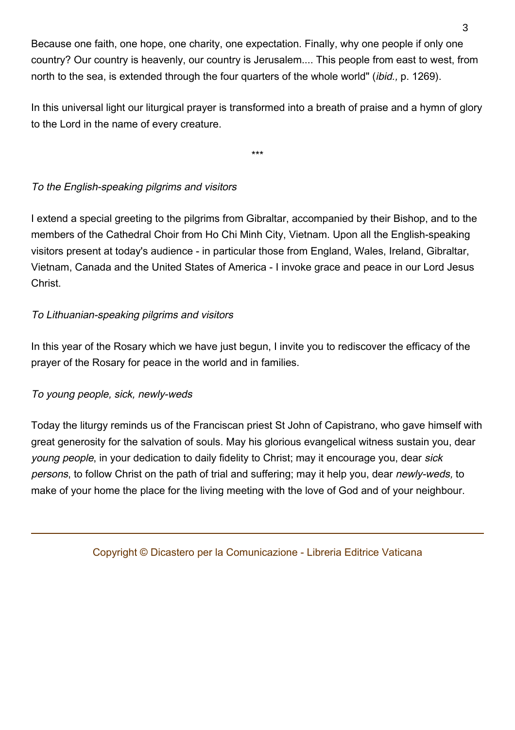Because one faith, one hope, one charity, one expectation. Finally, why one people if only one country? Our country is heavenly, our country is Jerusalem.... This people from east to west, from north to the sea, is extended through the four quarters of the whole world" (*ibid.,* p. 1269).

In this universal light our liturgical prayer is transformed into a breath of praise and a hymn of glory to the Lord in the name of every creature.

\*\*\*

*To the English-speaking pilgrims and visitors*

I extend a special greeting to the pilgrims from Gibraltar, accompanied by their Bishop, and to the members of the Cathedral Choir from Ho Chi Minh City, Vietnam. Upon all the English-speaking visitors present at today's audience - in particular those from England, Wales, Ireland, Gibraltar, Vietnam, Canada and the United States of America - I invoke grace and peace in our Lord Jesus Christ.

*To Lithuanian-speaking pilgrims and visitors*

In this year of the Rosary which we have just begun, I invite you to rediscover the efficacy of the prayer of the Rosary for peace in the world and in families.

*To young people, sick, newly-weds*

Today the liturgy reminds us of the Franciscan priest St John of Capistrano, who gave himself with great generosity for the salvation of souls. May his glorious evangelical witness sustain you, dear *young people*, in your dedication to daily fidelity to Christ; may it encourage you, dear *sick persons*, to follow Christ on the path of trial and suffering; may it help you, dear *newly-weds,* to make of your home the place for the living meeting with the love of God and of your neighbour.

---

Copyright © Dicastero per la Comunicazione - Libreria Editrice Vaticana